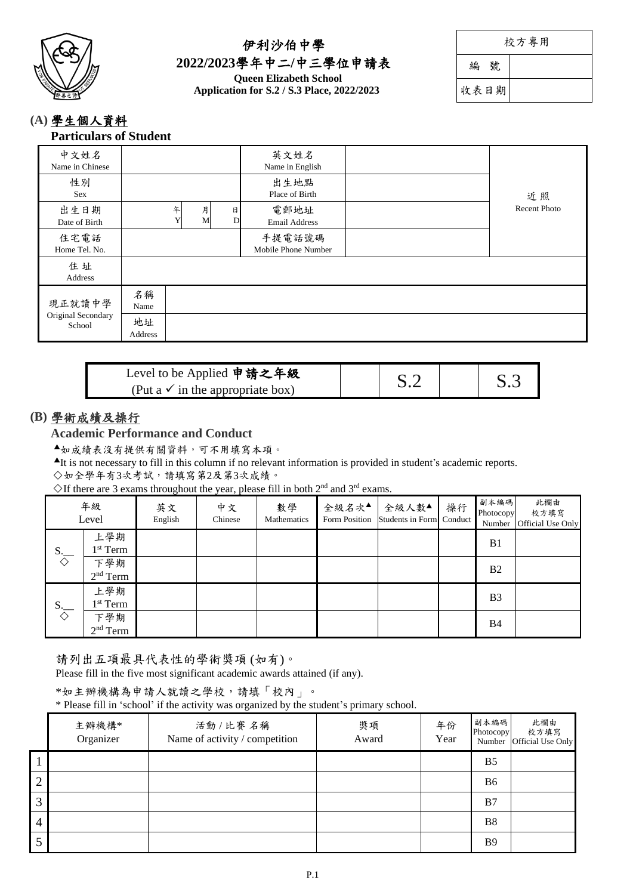# 伊利沙伯中學
## 2022/2023學年中二/中三學位申請表
**Queen Elizabeth School**
**Application for S.2 / S.3 Place, 2022/2023**

| 校方專用 | |
|---|---|
| 編 號 | |
| 收表日期 | |

### (A) 學生個人資料
**Particulars of Student**

| 中文姓名 Name in Chinese | | 英文姓名 Name in English | | 近照 Recent Photo |
|---|---|---|---|---|
| 性別 Sex | | 出生地點 Place of Birth | | |
| 出生日期 Date of Birth | 年 Y 月 M 日 D | 電郵地址 Email Address | | |
| 住宅電話 Home Tel. No. | | 手提電話號碼 Mobile Phone Number | | |
| 住 址 Address | | | | |
| 現正就讀中學 Original Secondary School | 名稱 Name | | | |
| | 地址 Address | | | |

| Level to be Applied 申請之年級 (Put a ✓ in the appropriate box) | | S.2 | | S.3 |
|---|---|---|---|---|

### (B) 學術成績及操行
**Academic Performance and Conduct**

▲如成績表沒有提供有關資料，可不用填寫本項。

▲It is not necessary to fill in this column if no relevant information is provided in student's academic reports.

◇如全學年有3次考試，請填寫第2及第3次成績。

◇If there are 3 exams throughout the year, please fill in both 2nd and 3rd exams.

| 年級 Level | | 英文 English | 中文 Chinese | 數學 Mathematics | 全級名次▲ Form Position | 全級人數▲ Students in Form | 操行 Conduct | 副本編碼 Photocopy Number | 此欄由校方填寫 Official Use Only |
|---|---|---|---|---|---|---|---|---|---|
| S.__ ◇ | 上學期 1st Term | | | | | | | B1 | |
| | 下學期 2nd Term | | | | | | | B2 | |
| S.__ ◇ | 上學期 1st Term | | | | | | | B3 | |
| | 下學期 2nd Term | | | | | | | B4 | |

請列出五項最具代表性的學術獎項 (如有)。

Please fill in the five most significant academic awards attained (if any).

*如主辦機構為申請人就讀之學校，請填「校內」。

* Please fill in 'school' if the activity was organized by the student's primary school.

| | 主辦機構* Organizer | 活動 / 比賽 名稱 Name of activity / competition | 獎項 Award | 年份 Year | 副本編碼 Photocopy Number | 此欄由校方填寫 Official Use Only |
|---|---|---|---|---|---|---|
| 1 | | | | | B5 | |
| 2 | | | | | B6 | |
| 3 | | | | | B7 | |
| 4 | | | | | B8 | |
| 5 | | | | | B9 | |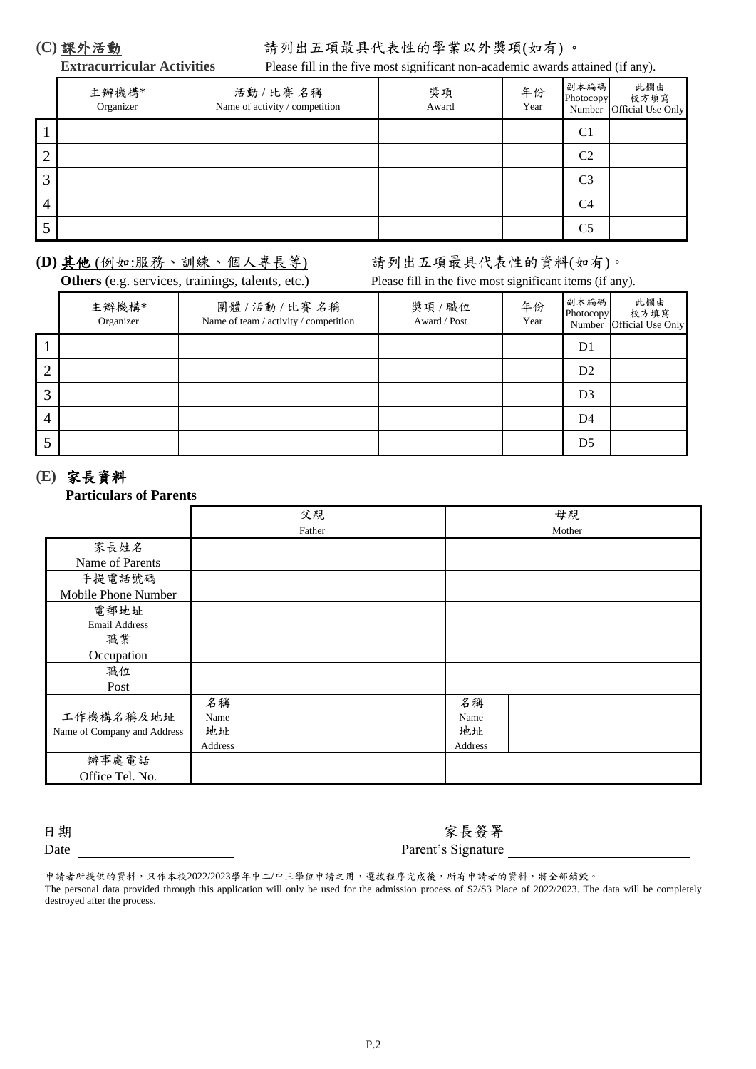## (C) 課外活動 Extracurricular Activities

請列出五項最具代表性的學業以外獎項(如有) 。
Please fill in the five most significant non-academic awards attained (if any).

| | 主辦機構* Organizer | 活動 / 比賽 名稱 Name of activity / competition | 獎項 Award | 年份 Year | 副本編碼 Photocopy Number | 此欄由校方填寫 Official Use Only |
|---|---|---|---|---|---|---|
| 1 | | | | | C1 | |
| 2 | | | | | C2 | |
| 3 | | | | | C3 | |
| 4 | | | | | C4 | |
| 5 | | | | | C5 | |

## (D) 其他 (例如:服務、訓練、個人專長等) Others (e.g. services, trainings, talents, etc.)

請列出五項最具代表性的資料(如有)。
Please fill in the five most significant items (if any).

| | 主辦機構* Organizer | 團體 / 活動 / 比賽 名稱 Name of team / activity / competition | 獎項 / 職位 Award / Post | 年份 Year | 副本編碼 Photocopy Number | 此欄由校方填寫 Official Use Only |
|---|---|---|---|---|---|---|
| 1 | | | | | D1 | |
| 2 | | | | | D2 | |
| 3 | | | | | D3 | |
| 4 | | | | | D4 | |
| 5 | | | | | D5 | |

## (E) 家長資料 Particulars of Parents

| | 父親 Father | | 母親 Mother | |
|---|---|---|---|---|
| 家長姓名 Name of Parents | | | | |
| 手提電話號碼 Mobile Phone Number | | | | |
| 電郵地址 Email Address | | | | |
| 職業 Occupation | | | | |
| 職位 Post | | | | |
| 工作機構名稱及地址 Name of Company and Address | 名稱 Name | | 名稱 Name | |
| | 地址 Address | | 地址 Address | |
| 辦事處電話 Office Tel. No. | | | | |

日期 Date ____________________ 家長簽署 Parent's Signature ____________________

申請者所提供的資料，只作本校2022/2023學年中二/中三學位申請之用，遴拔程序完成後，所有申請者的資料，將全部銷毀。
The personal data provided through this application will only be used for the admission process of S2/S3 Place of 2022/2023. The data will be completely destroyed after the process.